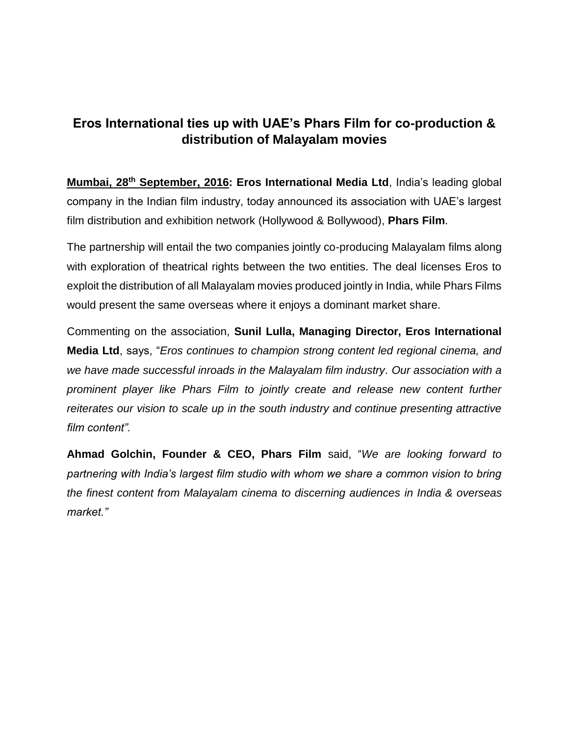# Eros International ties up with UAE's Phars Film for co-production & distribution of Malayalam movies

**Mumbai, 28th September, 2016: Eros International Media Ltd**, India's leading global company in the Indian film industry, today announced its association with UAE's largest film distribution and exhibition network (Hollywood & Bollywood), **Phars Film**.

The partnership will entail the two companies jointly co-producing Malayalam films along with exploration of theatrical rights between the two entities. The deal licenses Eros to exploit the distribution of all Malayalam movies produced jointly in India, while Phars Films would present the same overseas where it enjoys a dominant market share.

Commenting on the association, **Sunil Lulla, Managing Director, Eros International Media Ltd**, says, "*Eros continues to champion strong content led regional cinema, and we have made successful inroads in the Malayalam film industry. Our association with a prominent player like Phars Film to jointly create and release new content further reiterates our vision to scale up in the south industry and continue presenting attractive film content".*

**Ahmad Golchin, Founder & CEO, Phars Film** said, "*We are looking forward to partnering with India's largest film studio with whom we share a common vision to bring the finest content from Malayalam cinema to discerning audiences in India & overseas market."*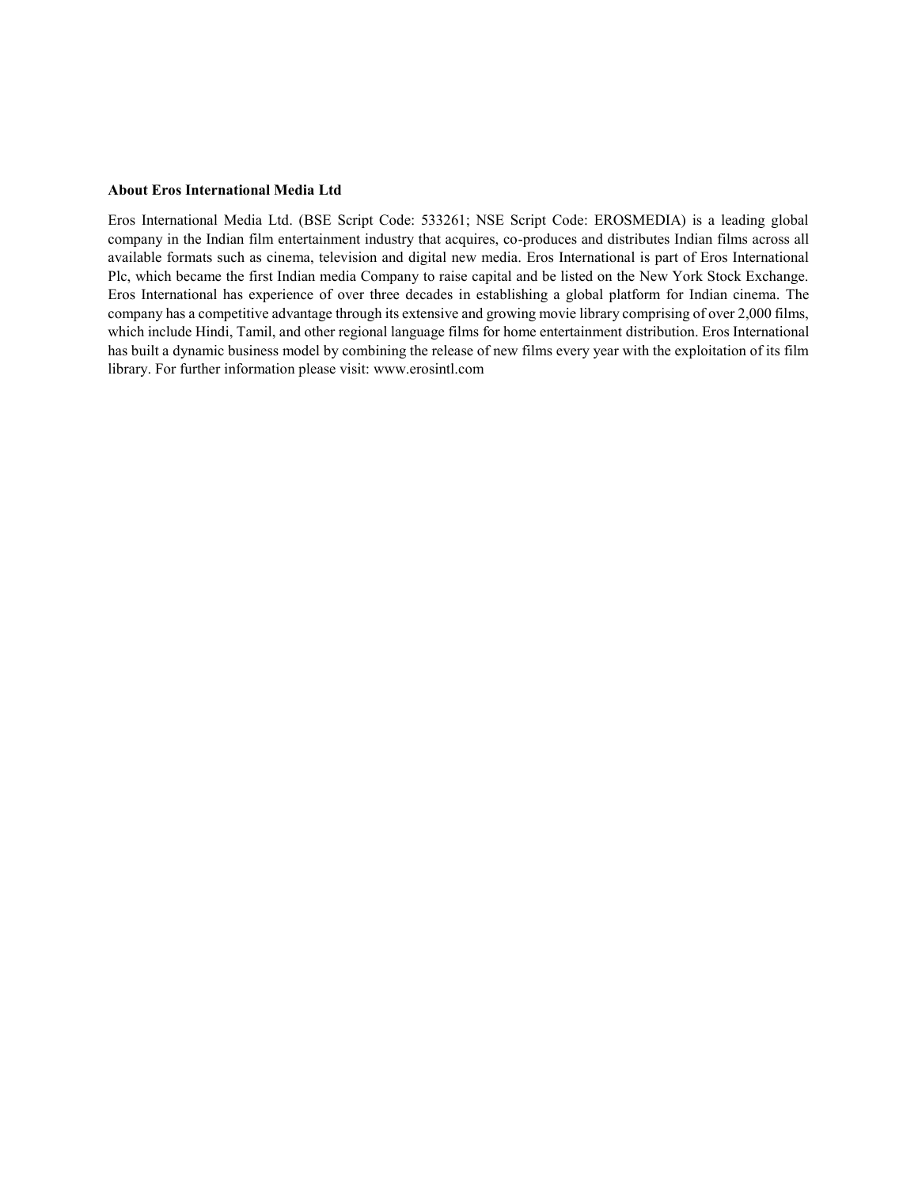**About Eros International Media Ltd**

Eros International Media Ltd. (BSE Script Code: 533261; NSE Script Code: EROSMEDIA) is a leading global company in the Indian film entertainment industry that acquires, co-produces and distributes Indian films across all available formats such as cinema, television and digital new media. Eros International is part of Eros International Plc, which became the first Indian media Company to raise capital and be listed on the New York Stock Exchange. Eros International has experience of over three decades in establishing a global platform for Indian cinema. The company has a competitive advantage through its extensive and growing movie library comprising of over 2,000 films, which include Hindi, Tamil, and other regional language films for home entertainment distribution. Eros International has built a dynamic business model by combining the release of new films every year with the exploitation of its film library. For further information please visit: www.erosintl.com